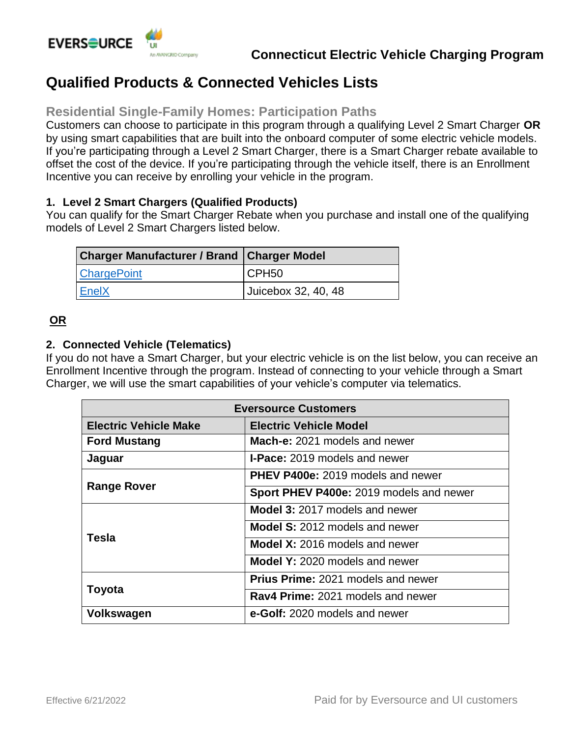Connecticut Electric Vehicle Charging Program

# Qualified Products & Connected Vehicles Lists

## Residential Single-Family Homes: Participation Paths

Customers can choose to participate in this program through a qualifying Level 2 Smart Charger **OR** by using smart capabilities that are built into the onboard computer of some electric vehicle models. If you're participating through a Level 2 Smart Charger, there is a Smart Charger rebate available to offset the cost of the device. If you're participating through the vehicle itself, there is an Enrollment Incentive you can receive by enrolling your vehicle in the program.

### 1. Level 2 Smart Chargers (Qualified Products)

You can qualify for the Smart Charger Rebate when you purchase and install one of the qualifying models of Level 2 Smart Chargers listed below.

| Charger Manufacturer / Brand | Charger Model |
|---|---|
| ChargePoint | CPH50 |
| EnelX | Juicebox 32, 40, 48 |

**OR**

### 2. Connected Vehicle (Telematics)

If you do not have a Smart Charger, but your electric vehicle is on the list below, you can receive an Enrollment Incentive through the program. Instead of connecting to your vehicle through a Smart Charger, we will use the smart capabilities of your vehicle's computer via telematics.

| Eversource Customers | |
|---|---|
| **Electric Vehicle Make** | **Electric Vehicle Model** |
| **Ford Mustang** | **Mach-e:** 2021 models and newer |
| **Jaguar** | **I-Pace:** 2019 models and newer |
| **Range Rover** | **PHEV P400e:** 2019 models and newer |
| | **Sport PHEV P400e:** 2019 models and newer |
| **Tesla** | **Model 3:** 2017 models and newer |
| | **Model S:** 2012 models and newer |
| | **Model X:** 2016 models and newer |
| | **Model Y:** 2020 models and newer |
| **Toyota** | **Prius Prime:** 2021 models and newer |
| | **Rav4 Prime:** 2021 models and newer |
| **Volkswagen** | **e-Golf:** 2020 models and newer |

Effective 6/21/2022

Paid for by Eversource and UI customers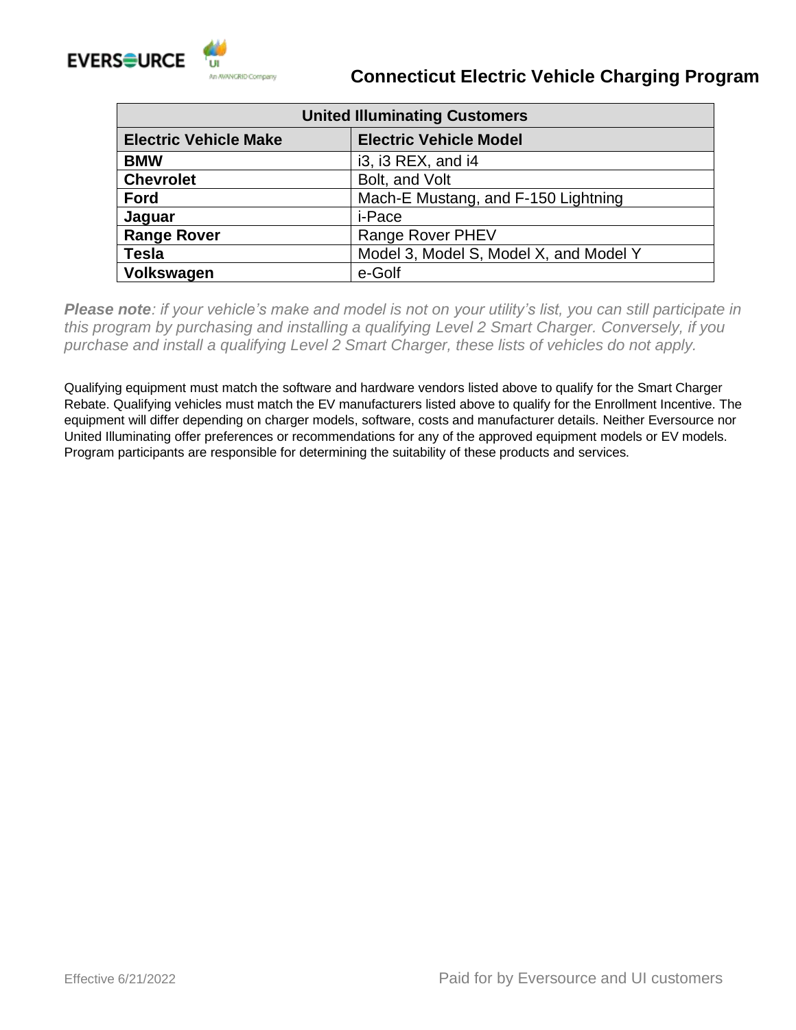## Connecticut Electric Vehicle Charging Program

| United Illuminating Customers | |
|---|---|
| **Electric Vehicle Make** | **Electric Vehicle Model** |
| **BMW** | i3, i3 REX, and i4 |
| **Chevrolet** | Bolt, and Volt |
| **Ford** | Mach-E Mustang, and F-150 Lightning |
| **Jaguar** | i-Pace |
| **Range Rover** | Range Rover PHEV |
| **Tesla** | Model 3, Model S, Model X, and Model Y |
| **Volkswagen** | e-Golf |

***Please note**: if your vehicle's make and model is not on your utility's list, you can still participate in this program by purchasing and installing a qualifying Level 2 Smart Charger. Conversely, if you purchase and install a qualifying Level 2 Smart Charger, these lists of vehicles do not apply.*

Qualifying equipment must match the software and hardware vendors listed above to qualify for the Smart Charger Rebate. Qualifying vehicles must match the EV manufacturers listed above to qualify for the Enrollment Incentive. The equipment will differ depending on charger models, software, costs and manufacturer details. Neither Eversource nor United Illuminating offer preferences or recommendations for any of the approved equipment models or EV models. Program participants are responsible for determining the suitability of these products and services.

Effective 6/21/2022

Paid for by Eversource and UI customers